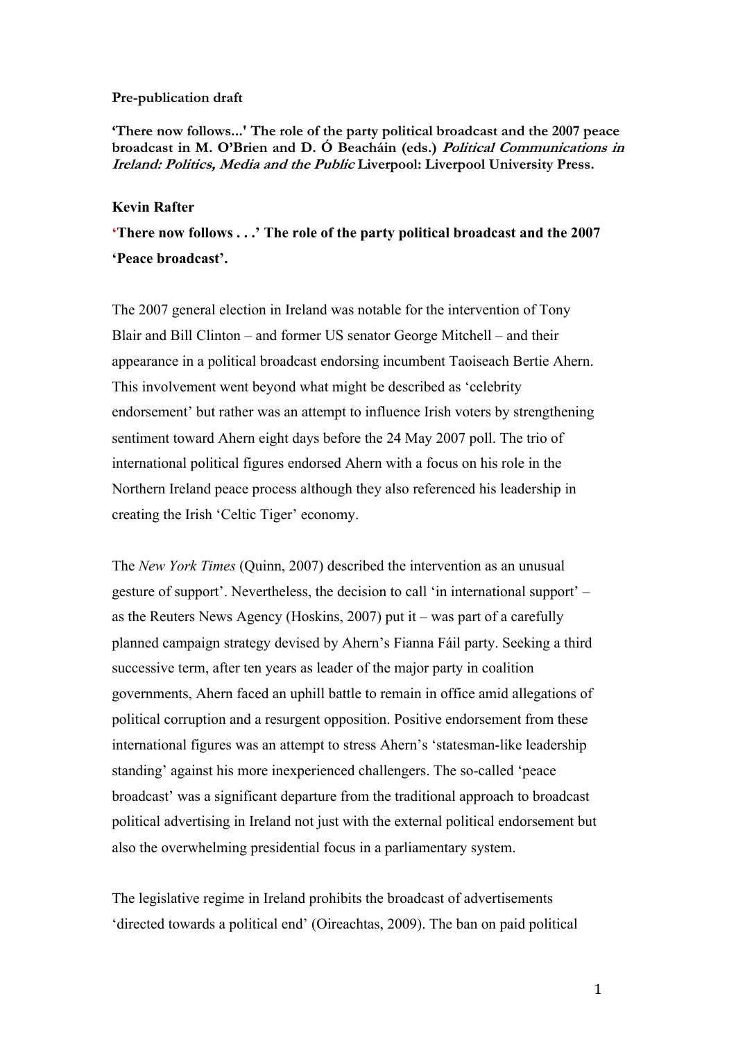**Pre-publication draft**

**'There now follows...' The role of the party political broadcast and the 2007 peace broadcast in M. O'Brien and D. Ó Beacháin (eds.) *Political Communications in Ireland: Politics, Media and the Public* Liverpool: Liverpool University Press.**

**Kevin Rafter**

## 'There now follows . . .' The role of the party political broadcast and the 2007 'Peace broadcast'.

The 2007 general election in Ireland was notable for the intervention of Tony Blair and Bill Clinton – and former US senator George Mitchell – and their appearance in a political broadcast endorsing incumbent Taoiseach Bertie Ahern. This involvement went beyond what might be described as 'celebrity endorsement' but rather was an attempt to influence Irish voters by strengthening sentiment toward Ahern eight days before the 24 May 2007 poll. The trio of international political figures endorsed Ahern with a focus on his role in the Northern Ireland peace process although they also referenced his leadership in creating the Irish 'Celtic Tiger' economy.

The *New York Times* (Quinn, 2007) described the intervention as an unusual gesture of support'. Nevertheless, the decision to call 'in international support' – as the Reuters News Agency (Hoskins, 2007) put it – was part of a carefully planned campaign strategy devised by Ahern's Fianna Fáil party. Seeking a third successive term, after ten years as leader of the major party in coalition governments, Ahern faced an uphill battle to remain in office amid allegations of political corruption and a resurgent opposition. Positive endorsement from these international figures was an attempt to stress Ahern's 'statesman-like leadership standing' against his more inexperienced challengers. The so-called 'peace broadcast' was a significant departure from the traditional approach to broadcast political advertising in Ireland not just with the external political endorsement but also the overwhelming presidential focus in a parliamentary system.

The legislative regime in Ireland prohibits the broadcast of advertisements 'directed towards a political end' (Oireachtas, 2009). The ban on paid political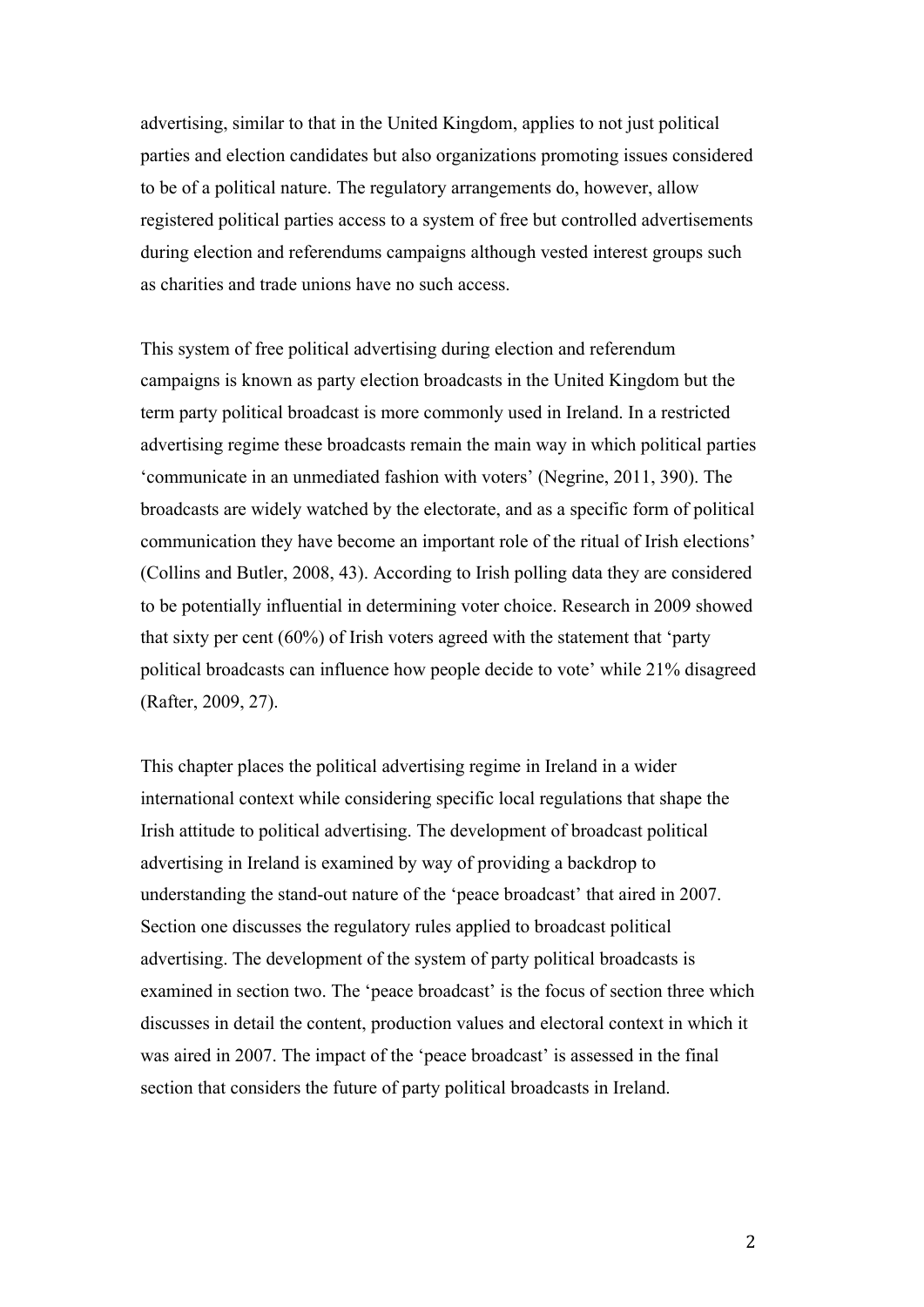advertising, similar to that in the United Kingdom, applies to not just political parties and election candidates but also organizations promoting issues considered to be of a political nature. The regulatory arrangements do, however, allow registered political parties access to a system of free but controlled advertisements during election and referendums campaigns although vested interest groups such as charities and trade unions have no such access.

This system of free political advertising during election and referendum campaigns is known as party election broadcasts in the United Kingdom but the term party political broadcast is more commonly used in Ireland. In a restricted advertising regime these broadcasts remain the main way in which political parties 'communicate in an unmediated fashion with voters' (Negrine, 2011, 390). The broadcasts are widely watched by the electorate, and as a specific form of political communication they have become an important role of the ritual of Irish elections' (Collins and Butler, 2008, 43). According to Irish polling data they are considered to be potentially influential in determining voter choice. Research in 2009 showed that sixty per cent (60%) of Irish voters agreed with the statement that 'party political broadcasts can influence how people decide to vote' while 21% disagreed (Rafter, 2009, 27).

This chapter places the political advertising regime in Ireland in a wider international context while considering specific local regulations that shape the Irish attitude to political advertising. The development of broadcast political advertising in Ireland is examined by way of providing a backdrop to understanding the stand-out nature of the 'peace broadcast' that aired in 2007. Section one discusses the regulatory rules applied to broadcast political advertising. The development of the system of party political broadcasts is examined in section two. The 'peace broadcast' is the focus of section three which discusses in detail the content, production values and electoral context in which it was aired in 2007. The impact of the 'peace broadcast' is assessed in the final section that considers the future of party political broadcasts in Ireland.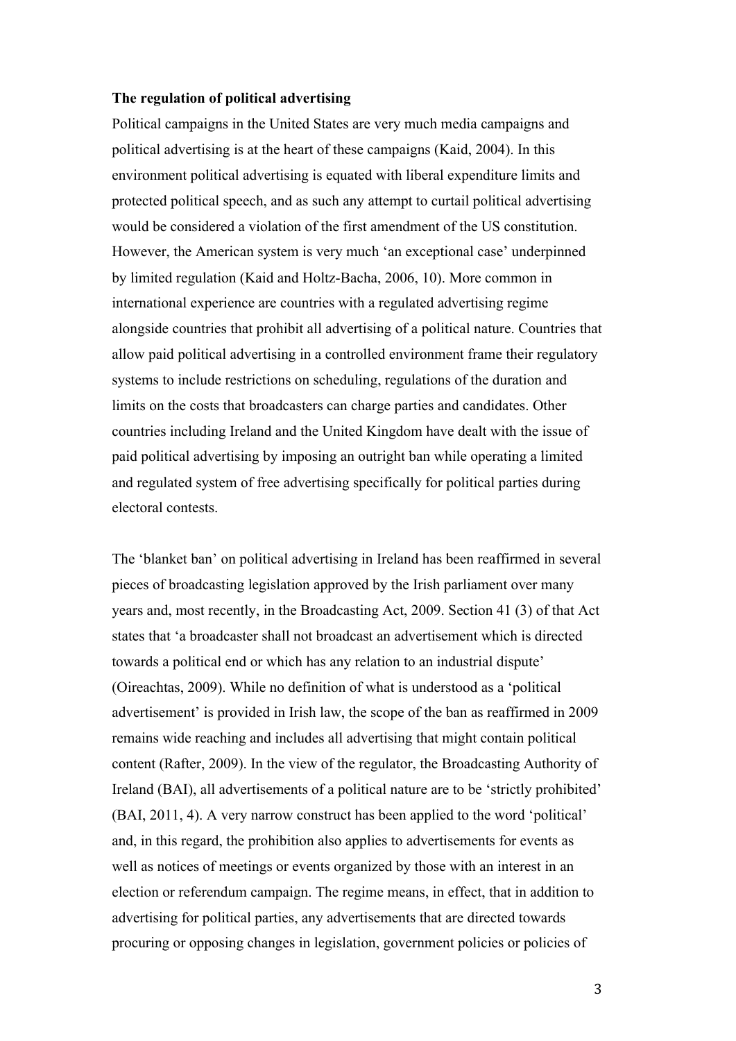**The regulation of political advertising**

Political campaigns in the United States are very much media campaigns and political advertising is at the heart of these campaigns (Kaid, 2004). In this environment political advertising is equated with liberal expenditure limits and protected political speech, and as such any attempt to curtail political advertising would be considered a violation of the first amendment of the US constitution. However, the American system is very much 'an exceptional case' underpinned by limited regulation (Kaid and Holtz-Bacha, 2006, 10). More common in international experience are countries with a regulated advertising regime alongside countries that prohibit all advertising of a political nature. Countries that allow paid political advertising in a controlled environment frame their regulatory systems to include restrictions on scheduling, regulations of the duration and limits on the costs that broadcasters can charge parties and candidates. Other countries including Ireland and the United Kingdom have dealt with the issue of paid political advertising by imposing an outright ban while operating a limited and regulated system of free advertising specifically for political parties during electoral contests.

The 'blanket ban' on political advertising in Ireland has been reaffirmed in several pieces of broadcasting legislation approved by the Irish parliament over many years and, most recently, in the Broadcasting Act, 2009. Section 41 (3) of that Act states that 'a broadcaster shall not broadcast an advertisement which is directed towards a political end or which has any relation to an industrial dispute' (Oireachtas, 2009). While no definition of what is understood as a 'political advertisement' is provided in Irish law, the scope of the ban as reaffirmed in 2009 remains wide reaching and includes all advertising that might contain political content (Rafter, 2009). In the view of the regulator, the Broadcasting Authority of Ireland (BAI), all advertisements of a political nature are to be 'strictly prohibited' (BAI, 2011, 4). A very narrow construct has been applied to the word 'political' and, in this regard, the prohibition also applies to advertisements for events as well as notices of meetings or events organized by those with an interest in an election or referendum campaign. The regime means, in effect, that in addition to advertising for political parties, any advertisements that are directed towards procuring or opposing changes in legislation, government policies or policies of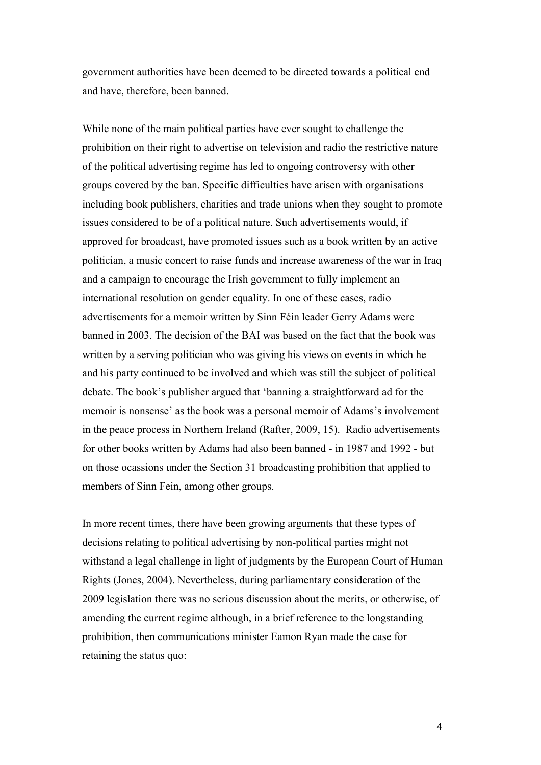government authorities have been deemed to be directed towards a political end and have, therefore, been banned.

While none of the main political parties have ever sought to challenge the prohibition on their right to advertise on television and radio the restrictive nature of the political advertising regime has led to ongoing controversy with other groups covered by the ban. Specific difficulties have arisen with organisations including book publishers, charities and trade unions when they sought to promote issues considered to be of a political nature. Such advertisements would, if approved for broadcast, have promoted issues such as a book written by an active politician, a music concert to raise funds and increase awareness of the war in Iraq and a campaign to encourage the Irish government to fully implement an international resolution on gender equality. In one of these cases, radio advertisements for a memoir written by Sinn Féin leader Gerry Adams were banned in 2003. The decision of the BAI was based on the fact that the book was written by a serving politician who was giving his views on events in which he and his party continued to be involved and which was still the subject of political debate. The book's publisher argued that 'banning a straightforward ad for the memoir is nonsense' as the book was a personal memoir of Adams's involvement in the peace process in Northern Ireland (Rafter, 2009, 15). Radio advertisements for other books written by Adams had also been banned - in 1987 and 1992 - but on those ocassions under the Section 31 broadcasting prohibition that applied to members of Sinn Fein, among other groups.

In more recent times, there have been growing arguments that these types of decisions relating to political advertising by non-political parties might not withstand a legal challenge in light of judgments by the European Court of Human Rights (Jones, 2004). Nevertheless, during parliamentary consideration of the 2009 legislation there was no serious discussion about the merits, or otherwise, of amending the current regime although, in a brief reference to the longstanding prohibition, then communications minister Eamon Ryan made the case for retaining the status quo: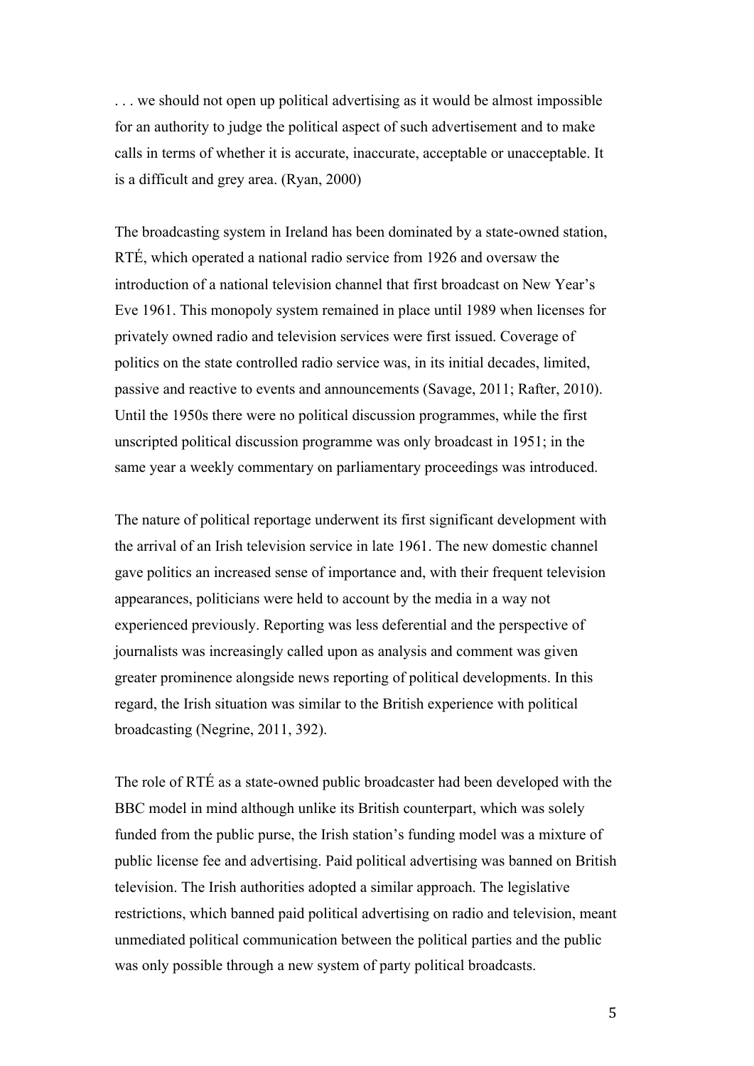. . . we should not open up political advertising as it would be almost impossible for an authority to judge the political aspect of such advertisement and to make calls in terms of whether it is accurate, inaccurate, acceptable or unacceptable. It is a difficult and grey area. (Ryan, 2000)

The broadcasting system in Ireland has been dominated by a state-owned station, RTÉ, which operated a national radio service from 1926 and oversaw the introduction of a national television channel that first broadcast on New Year's Eve 1961. This monopoly system remained in place until 1989 when licenses for privately owned radio and television services were first issued. Coverage of politics on the state controlled radio service was, in its initial decades, limited, passive and reactive to events and announcements (Savage, 2011; Rafter, 2010). Until the 1950s there were no political discussion programmes, while the first unscripted political discussion programme was only broadcast in 1951; in the same year a weekly commentary on parliamentary proceedings was introduced.

The nature of political reportage underwent its first significant development with the arrival of an Irish television service in late 1961. The new domestic channel gave politics an increased sense of importance and, with their frequent television appearances, politicians were held to account by the media in a way not experienced previously. Reporting was less deferential and the perspective of journalists was increasingly called upon as analysis and comment was given greater prominence alongside news reporting of political developments. In this regard, the Irish situation was similar to the British experience with political broadcasting (Negrine, 2011, 392).

The role of RTÉ as a state-owned public broadcaster had been developed with the BBC model in mind although unlike its British counterpart, which was solely funded from the public purse, the Irish station's funding model was a mixture of public license fee and advertising. Paid political advertising was banned on British television. The Irish authorities adopted a similar approach. The legislative restrictions, which banned paid political advertising on radio and television, meant unmediated political communication between the political parties and the public was only possible through a new system of party political broadcasts.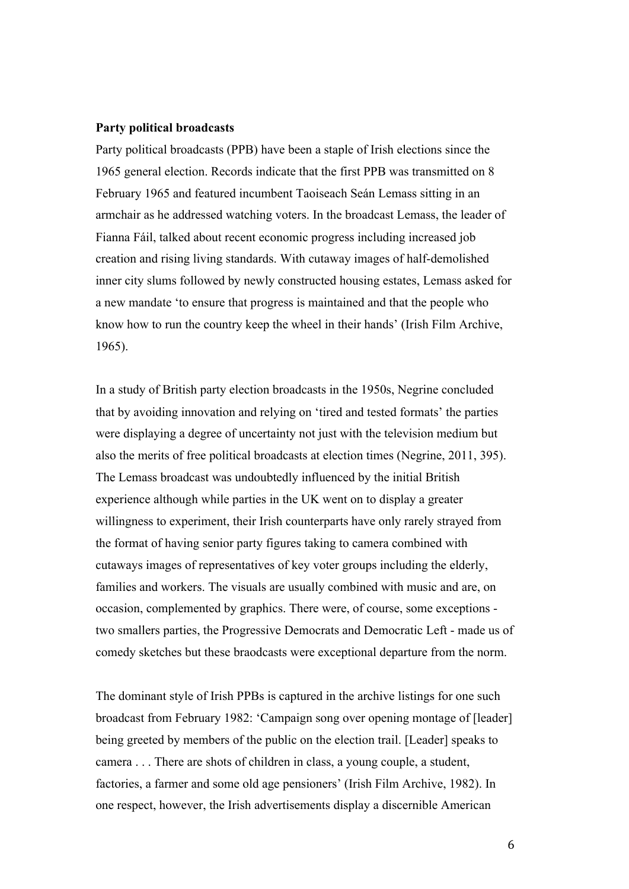**Party political broadcasts**

Party political broadcasts (PPB) have been a staple of Irish elections since the 1965 general election. Records indicate that the first PPB was transmitted on 8 February 1965 and featured incumbent Taoiseach Seán Lemass sitting in an armchair as he addressed watching voters. In the broadcast Lemass, the leader of Fianna Fáil, talked about recent economic progress including increased job creation and rising living standards. With cutaway images of half-demolished inner city slums followed by newly constructed housing estates, Lemass asked for a new mandate 'to ensure that progress is maintained and that the people who know how to run the country keep the wheel in their hands' (Irish Film Archive, 1965).

In a study of British party election broadcasts in the 1950s, Negrine concluded that by avoiding innovation and relying on 'tired and tested formats' the parties were displaying a degree of uncertainty not just with the television medium but also the merits of free political broadcasts at election times (Negrine, 2011, 395). The Lemass broadcast was undoubtedly influenced by the initial British experience although while parties in the UK went on to display a greater willingness to experiment, their Irish counterparts have only rarely strayed from the format of having senior party figures taking to camera combined with cutaways images of representatives of key voter groups including the elderly, families and workers. The visuals are usually combined with music and are, on occasion, complemented by graphics. There were, of course, some exceptions - two smallers parties, the Progressive Democrats and Democratic Left - made us of comedy sketches but these braodcasts were exceptional departure from the norm.

The dominant style of Irish PPBs is captured in the archive listings for one such broadcast from February 1982: 'Campaign song over opening montage of [leader] being greeted by members of the public on the election trail. [Leader] speaks to camera . . . There are shots of children in class, a young couple, a student, factories, a farmer and some old age pensioners' (Irish Film Archive, 1982). In one respect, however, the Irish advertisements display a discernible American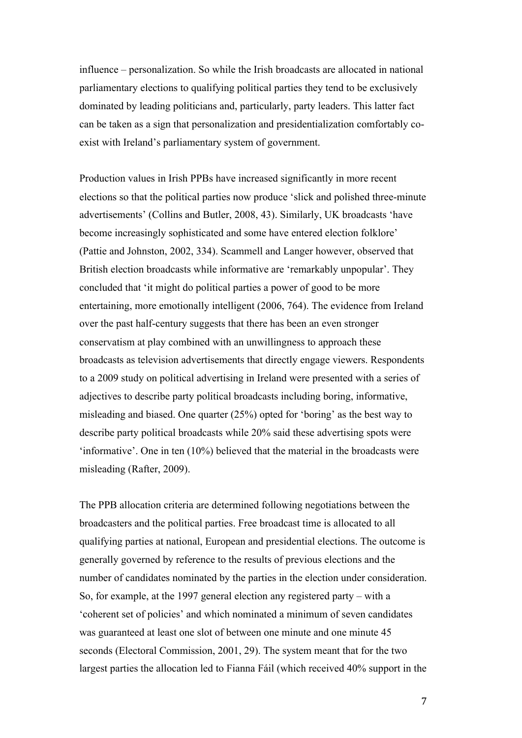influence – personalization. So while the Irish broadcasts are allocated in national parliamentary elections to qualifying political parties they tend to be exclusively dominated by leading politicians and, particularly, party leaders. This latter fact can be taken as a sign that personalization and presidentialization comfortably co-exist with Ireland's parliamentary system of government.

Production values in Irish PPBs have increased significantly in more recent elections so that the political parties now produce 'slick and polished three-minute advertisements' (Collins and Butler, 2008, 43). Similarly, UK broadcasts 'have become increasingly sophisticated and some have entered election folklore' (Pattie and Johnston, 2002, 334). Scammell and Langer however, observed that British election broadcasts while informative are 'remarkably unpopular'. They concluded that 'it might do political parties a power of good to be more entertaining, more emotionally intelligent (2006, 764). The evidence from Ireland over the past half-century suggests that there has been an even stronger conservatism at play combined with an unwillingness to approach these broadcasts as television advertisements that directly engage viewers. Respondents to a 2009 study on political advertising in Ireland were presented with a series of adjectives to describe party political broadcasts including boring, informative, misleading and biased. One quarter (25%) opted for 'boring' as the best way to describe party political broadcasts while 20% said these advertising spots were 'informative'. One in ten (10%) believed that the material in the broadcasts were misleading (Rafter, 2009).

The PPB allocation criteria are determined following negotiations between the broadcasters and the political parties. Free broadcast time is allocated to all qualifying parties at national, European and presidential elections. The outcome is generally governed by reference to the results of previous elections and the number of candidates nominated by the parties in the election under consideration. So, for example, at the 1997 general election any registered party – with a 'coherent set of policies' and which nominated a minimum of seven candidates was guaranteed at least one slot of between one minute and one minute 45 seconds (Electoral Commission, 2001, 29). The system meant that for the two largest parties the allocation led to Fianna Fáil (which received 40% support in the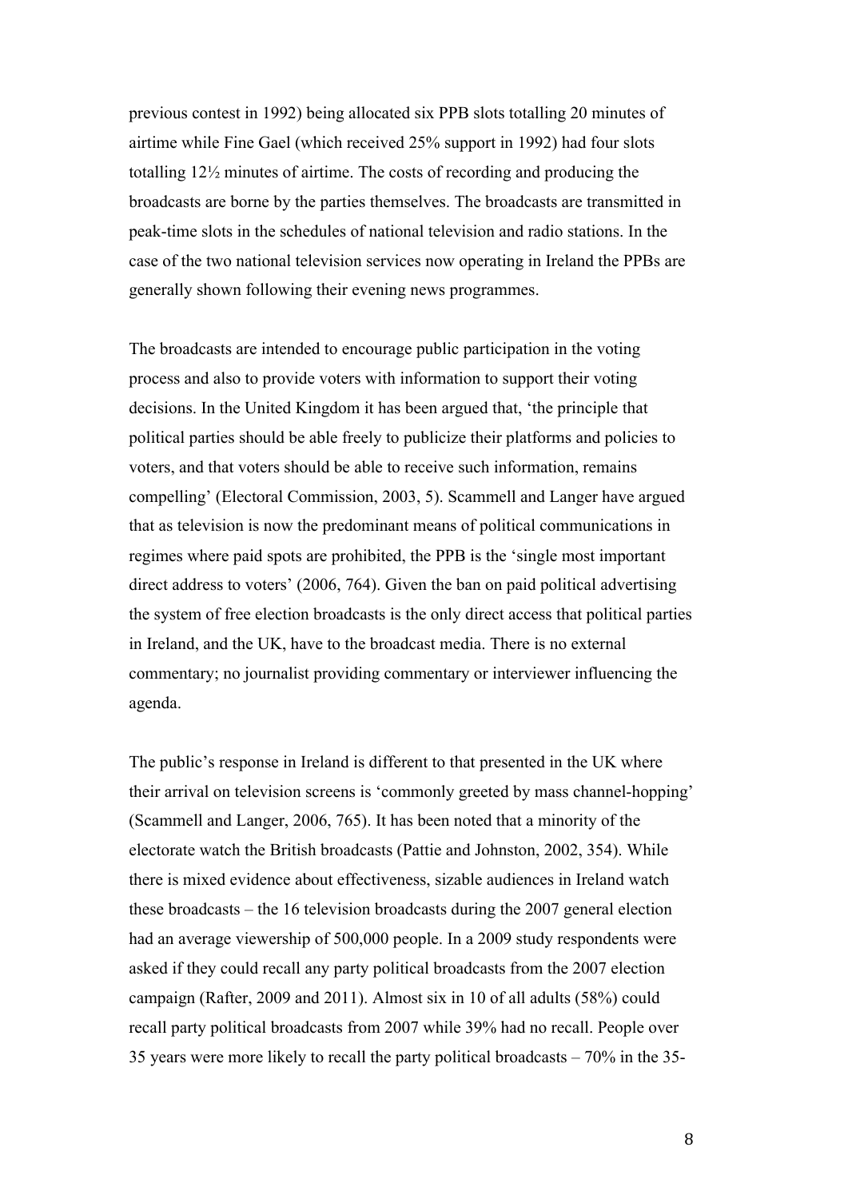previous contest in 1992) being allocated six PPB slots totalling 20 minutes of airtime while Fine Gael (which received 25% support in 1992) had four slots totalling 12½ minutes of airtime. The costs of recording and producing the broadcasts are borne by the parties themselves. The broadcasts are transmitted in peak-time slots in the schedules of national television and radio stations. In the case of the two national television services now operating in Ireland the PPBs are generally shown following their evening news programmes.

The broadcasts are intended to encourage public participation in the voting process and also to provide voters with information to support their voting decisions. In the United Kingdom it has been argued that, 'the principle that political parties should be able freely to publicize their platforms and policies to voters, and that voters should be able to receive such information, remains compelling' (Electoral Commission, 2003, 5). Scammell and Langer have argued that as television is now the predominant means of political communications in regimes where paid spots are prohibited, the PPB is the 'single most important direct address to voters' (2006, 764). Given the ban on paid political advertising the system of free election broadcasts is the only direct access that political parties in Ireland, and the UK, have to the broadcast media. There is no external commentary; no journalist providing commentary or interviewer influencing the agenda.

The public's response in Ireland is different to that presented in the UK where their arrival on television screens is 'commonly greeted by mass channel-hopping' (Scammell and Langer, 2006, 765). It has been noted that a minority of the electorate watch the British broadcasts (Pattie and Johnston, 2002, 354). While there is mixed evidence about effectiveness, sizable audiences in Ireland watch these broadcasts – the 16 television broadcasts during the 2007 general election had an average viewership of 500,000 people. In a 2009 study respondents were asked if they could recall any party political broadcasts from the 2007 election campaign (Rafter, 2009 and 2011). Almost six in 10 of all adults (58%) could recall party political broadcasts from 2007 while 39% had no recall. People over 35 years were more likely to recall the party political broadcasts – 70% in the 35-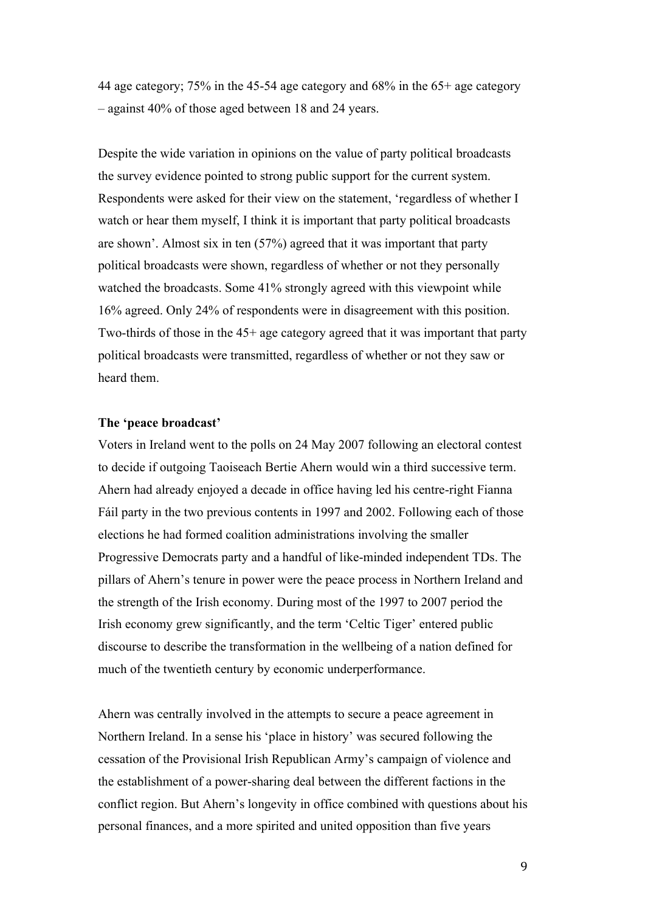44 age category; 75% in the 45-54 age category and 68% in the 65+ age category – against 40% of those aged between 18 and 24 years.

Despite the wide variation in opinions on the value of party political broadcasts the survey evidence pointed to strong public support for the current system. Respondents were asked for their view on the statement, 'regardless of whether I watch or hear them myself, I think it is important that party political broadcasts are shown'. Almost six in ten (57%) agreed that it was important that party political broadcasts were shown, regardless of whether or not they personally watched the broadcasts. Some 41% strongly agreed with this viewpoint while 16% agreed. Only 24% of respondents were in disagreement with this position. Two-thirds of those in the 45+ age category agreed that it was important that party political broadcasts were transmitted, regardless of whether or not they saw or heard them.

**The 'peace broadcast'**

Voters in Ireland went to the polls on 24 May 2007 following an electoral contest to decide if outgoing Taoiseach Bertie Ahern would win a third successive term. Ahern had already enjoyed a decade in office having led his centre-right Fianna Fáil party in the two previous contents in 1997 and 2002. Following each of those elections he had formed coalition administrations involving the smaller Progressive Democrats party and a handful of like-minded independent TDs. The pillars of Ahern's tenure in power were the peace process in Northern Ireland and the strength of the Irish economy. During most of the 1997 to 2007 period the Irish economy grew significantly, and the term 'Celtic Tiger' entered public discourse to describe the transformation in the wellbeing of a nation defined for much of the twentieth century by economic underperformance.

Ahern was centrally involved in the attempts to secure a peace agreement in Northern Ireland. In a sense his 'place in history' was secured following the cessation of the Provisional Irish Republican Army's campaign of violence and the establishment of a power-sharing deal between the different factions in the conflict region. But Ahern's longevity in office combined with questions about his personal finances, and a more spirited and united opposition than five years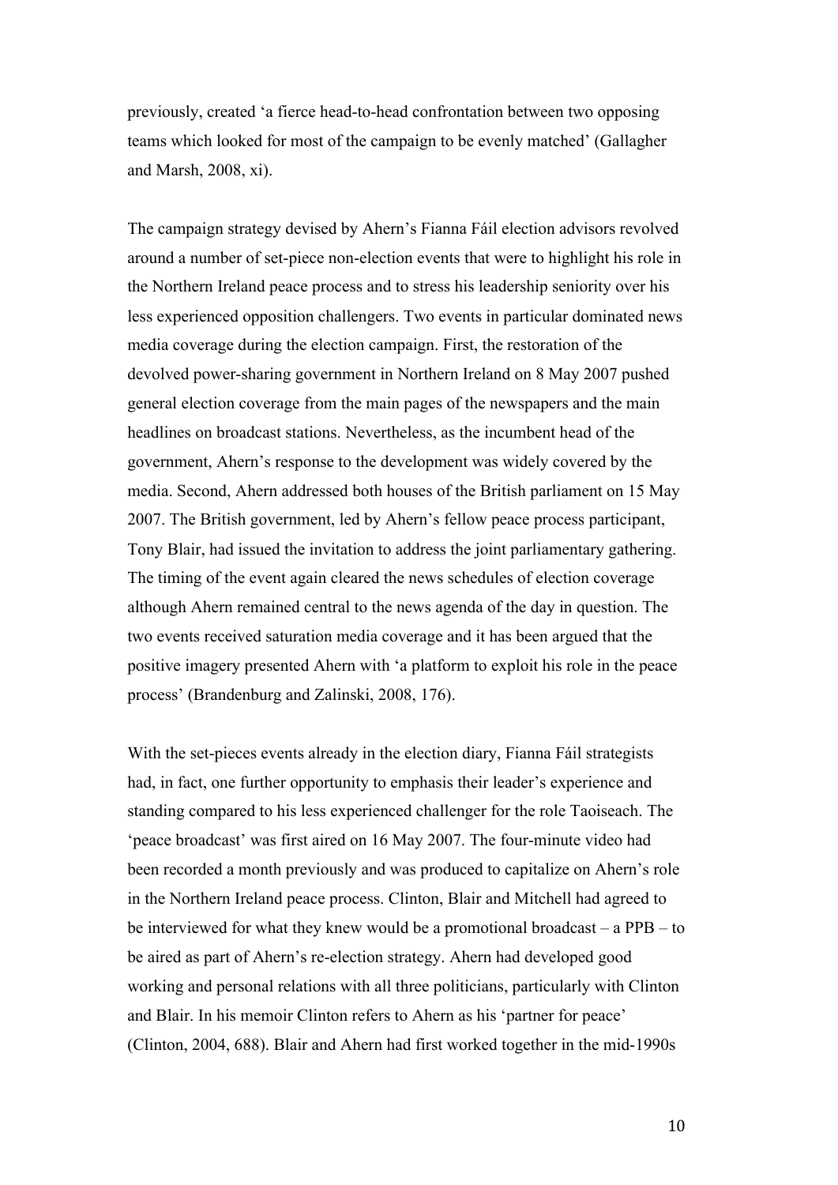previously, created 'a fierce head-to-head confrontation between two opposing teams which looked for most of the campaign to be evenly matched' (Gallagher and Marsh, 2008, xi).

The campaign strategy devised by Ahern's Fianna Fáil election advisors revolved around a number of set-piece non-election events that were to highlight his role in the Northern Ireland peace process and to stress his leadership seniority over his less experienced opposition challengers. Two events in particular dominated news media coverage during the election campaign. First, the restoration of the devolved power-sharing government in Northern Ireland on 8 May 2007 pushed general election coverage from the main pages of the newspapers and the main headlines on broadcast stations. Nevertheless, as the incumbent head of the government, Ahern's response to the development was widely covered by the media. Second, Ahern addressed both houses of the British parliament on 15 May 2007. The British government, led by Ahern's fellow peace process participant, Tony Blair, had issued the invitation to address the joint parliamentary gathering. The timing of the event again cleared the news schedules of election coverage although Ahern remained central to the news agenda of the day in question. The two events received saturation media coverage and it has been argued that the positive imagery presented Ahern with 'a platform to exploit his role in the peace process' (Brandenburg and Zalinski, 2008, 176).

With the set-pieces events already in the election diary, Fianna Fáil strategists had, in fact, one further opportunity to emphasis their leader's experience and standing compared to his less experienced challenger for the role Taoiseach. The 'peace broadcast' was first aired on 16 May 2007. The four-minute video had been recorded a month previously and was produced to capitalize on Ahern's role in the Northern Ireland peace process. Clinton, Blair and Mitchell had agreed to be interviewed for what they knew would be a promotional broadcast – a PPB – to be aired as part of Ahern's re-election strategy. Ahern had developed good working and personal relations with all three politicians, particularly with Clinton and Blair. In his memoir Clinton refers to Ahern as his 'partner for peace' (Clinton, 2004, 688). Blair and Ahern had first worked together in the mid-1990s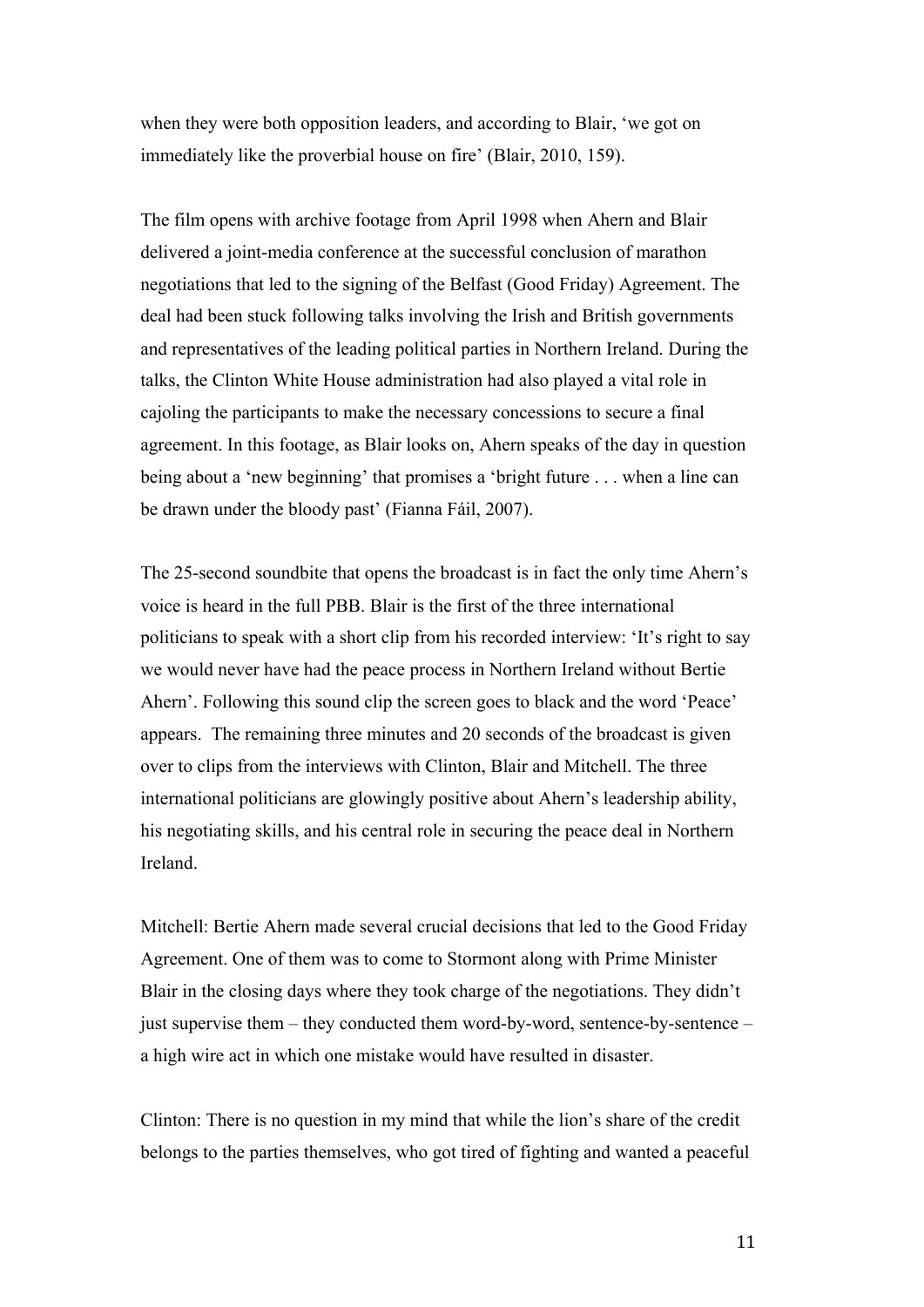when they were both opposition leaders, and according to Blair, 'we got on immediately like the proverbial house on fire' (Blair, 2010, 159).

The film opens with archive footage from April 1998 when Ahern and Blair delivered a joint-media conference at the successful conclusion of marathon negotiations that led to the signing of the Belfast (Good Friday) Agreement. The deal had been stuck following talks involving the Irish and British governments and representatives of the leading political parties in Northern Ireland. During the talks, the Clinton White House administration had also played a vital role in cajoling the participants to make the necessary concessions to secure a final agreement. In this footage, as Blair looks on, Ahern speaks of the day in question being about a 'new beginning' that promises a 'bright future . . . when a line can be drawn under the bloody past' (Fianna Fáil, 2007).

The 25-second soundbite that opens the broadcast is in fact the only time Ahern's voice is heard in the full PBB. Blair is the first of the three international politicians to speak with a short clip from his recorded interview: 'It's right to say we would never have had the peace process in Northern Ireland without Bertie Ahern'. Following this sound clip the screen goes to black and the word 'Peace' appears. The remaining three minutes and 20 seconds of the broadcast is given over to clips from the interviews with Clinton, Blair and Mitchell. The three international politicians are glowingly positive about Ahern's leadership ability, his negotiating skills, and his central role in securing the peace deal in Northern Ireland.

Mitchell: Bertie Ahern made several crucial decisions that led to the Good Friday Agreement. One of them was to come to Stormont along with Prime Minister Blair in the closing days where they took charge of the negotiations. They didn't just supervise them – they conducted them word-by-word, sentence-by-sentence – a high wire act in which one mistake would have resulted in disaster.

Clinton: There is no question in my mind that while the lion's share of the credit belongs to the parties themselves, who got tired of fighting and wanted a peaceful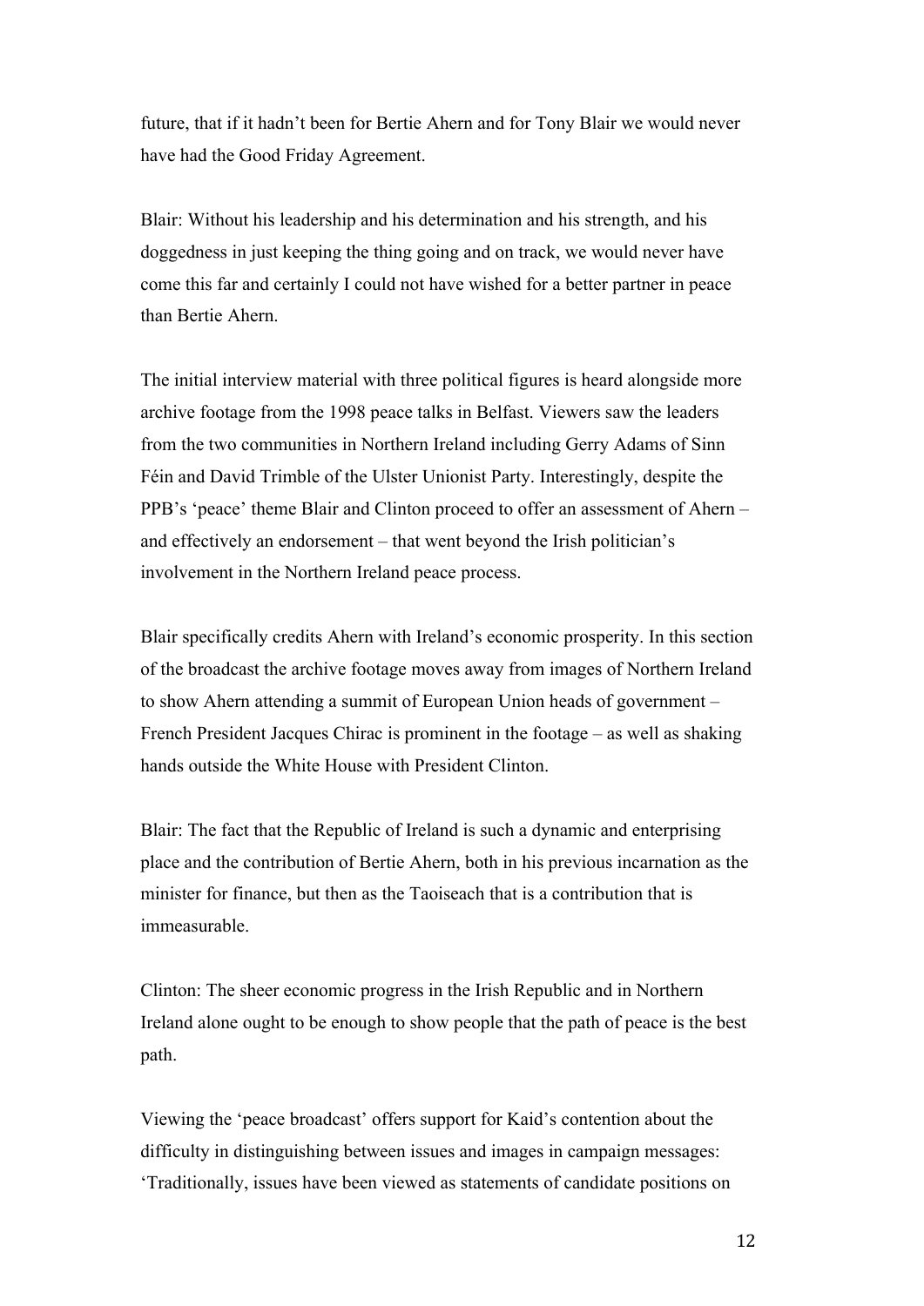future, that if it hadn't been for Bertie Ahern and for Tony Blair we would never have had the Good Friday Agreement.

Blair: Without his leadership and his determination and his strength, and his doggedness in just keeping the thing going and on track, we would never have come this far and certainly I could not have wished for a better partner in peace than Bertie Ahern.

The initial interview material with three political figures is heard alongside more archive footage from the 1998 peace talks in Belfast. Viewers saw the leaders from the two communities in Northern Ireland including Gerry Adams of Sinn Féin and David Trimble of the Ulster Unionist Party. Interestingly, despite the PPB's 'peace' theme Blair and Clinton proceed to offer an assessment of Ahern – and effectively an endorsement – that went beyond the Irish politician's involvement in the Northern Ireland peace process.

Blair specifically credits Ahern with Ireland's economic prosperity. In this section of the broadcast the archive footage moves away from images of Northern Ireland to show Ahern attending a summit of European Union heads of government – French President Jacques Chirac is prominent in the footage – as well as shaking hands outside the White House with President Clinton.

Blair: The fact that the Republic of Ireland is such a dynamic and enterprising place and the contribution of Bertie Ahern, both in his previous incarnation as the minister for finance, but then as the Taoiseach that is a contribution that is immeasurable.

Clinton: The sheer economic progress in the Irish Republic and in Northern Ireland alone ought to be enough to show people that the path of peace is the best path.

Viewing the 'peace broadcast' offers support for Kaid's contention about the difficulty in distinguishing between issues and images in campaign messages: 'Traditionally, issues have been viewed as statements of candidate positions on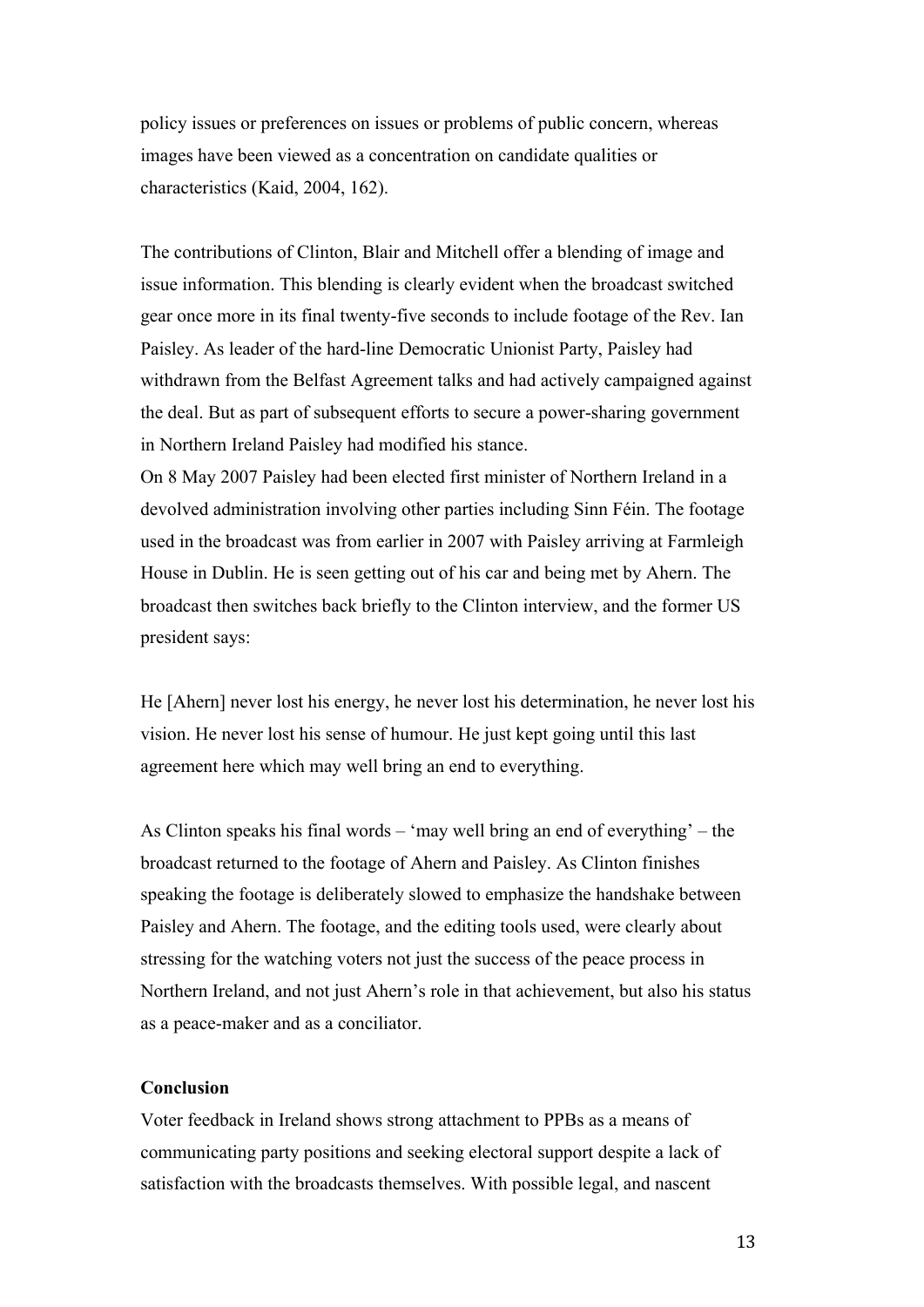policy issues or preferences on issues or problems of public concern, whereas images have been viewed as a concentration on candidate qualities or characteristics (Kaid, 2004, 162).

The contributions of Clinton, Blair and Mitchell offer a blending of image and issue information. This blending is clearly evident when the broadcast switched gear once more in its final twenty-five seconds to include footage of the Rev. Ian Paisley. As leader of the hard-line Democratic Unionist Party, Paisley had withdrawn from the Belfast Agreement talks and had actively campaigned against the deal. But as part of subsequent efforts to secure a power-sharing government in Northern Ireland Paisley had modified his stance.

On 8 May 2007 Paisley had been elected first minister of Northern Ireland in a devolved administration involving other parties including Sinn Féin. The footage used in the broadcast was from earlier in 2007 with Paisley arriving at Farmleigh House in Dublin. He is seen getting out of his car and being met by Ahern. The broadcast then switches back briefly to the Clinton interview, and the former US president says:

He [Ahern] never lost his energy, he never lost his determination, he never lost his vision. He never lost his sense of humour. He just kept going until this last agreement here which may well bring an end to everything.

As Clinton speaks his final words – 'may well bring an end of everything' – the broadcast returned to the footage of Ahern and Paisley. As Clinton finishes speaking the footage is deliberately slowed to emphasize the handshake between Paisley and Ahern. The footage, and the editing tools used, were clearly about stressing for the watching voters not just the success of the peace process in Northern Ireland, and not just Ahern's role in that achievement, but also his status as a peace-maker and as a conciliator.

**Conclusion**

Voter feedback in Ireland shows strong attachment to PPBs as a means of communicating party positions and seeking electoral support despite a lack of satisfaction with the broadcasts themselves. With possible legal, and nascent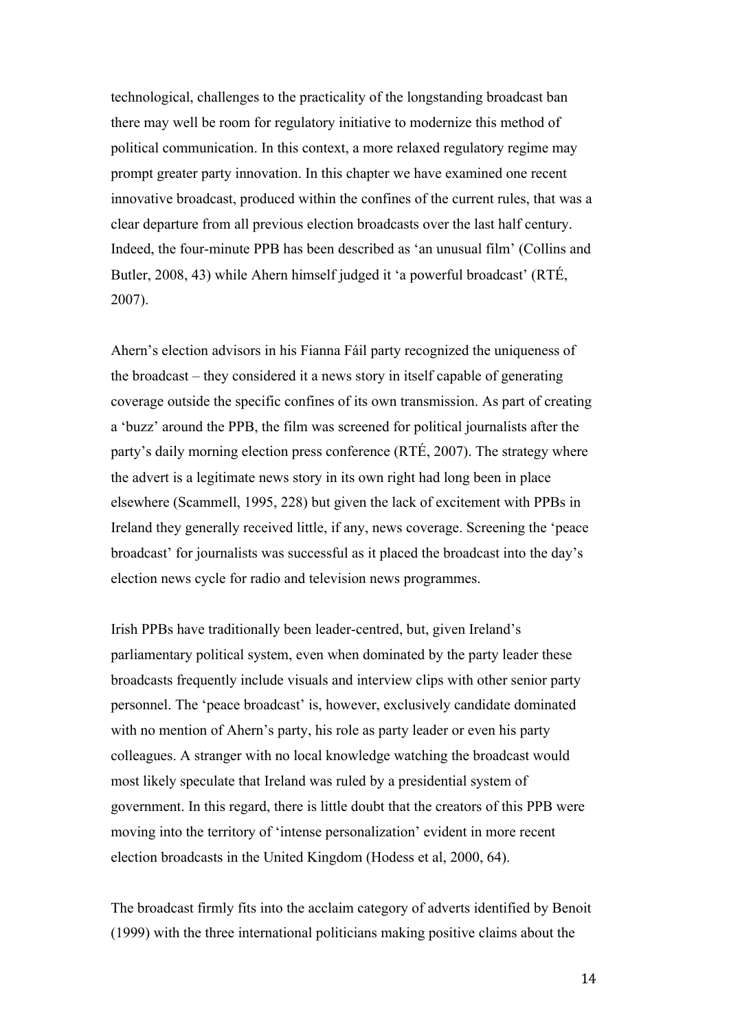technological, challenges to the practicality of the longstanding broadcast ban there may well be room for regulatory initiative to modernize this method of political communication. In this context, a more relaxed regulatory regime may prompt greater party innovation. In this chapter we have examined one recent innovative broadcast, produced within the confines of the current rules, that was a clear departure from all previous election broadcasts over the last half century. Indeed, the four-minute PPB has been described as 'an unusual film' (Collins and Butler, 2008, 43) while Ahern himself judged it 'a powerful broadcast' (RTÉ, 2007).

Ahern's election advisors in his Fianna Fáil party recognized the uniqueness of the broadcast – they considered it a news story in itself capable of generating coverage outside the specific confines of its own transmission. As part of creating a 'buzz' around the PPB, the film was screened for political journalists after the party's daily morning election press conference (RTÉ, 2007). The strategy where the advert is a legitimate news story in its own right had long been in place elsewhere (Scammell, 1995, 228) but given the lack of excitement with PPBs in Ireland they generally received little, if any, news coverage. Screening the 'peace broadcast' for journalists was successful as it placed the broadcast into the day's election news cycle for radio and television news programmes.

Irish PPBs have traditionally been leader-centred, but, given Ireland's parliamentary political system, even when dominated by the party leader these broadcasts frequently include visuals and interview clips with other senior party personnel. The 'peace broadcast' is, however, exclusively candidate dominated with no mention of Ahern's party, his role as party leader or even his party colleagues. A stranger with no local knowledge watching the broadcast would most likely speculate that Ireland was ruled by a presidential system of government. In this regard, there is little doubt that the creators of this PPB were moving into the territory of 'intense personalization' evident in more recent election broadcasts in the United Kingdom (Hodess et al, 2000, 64).

The broadcast firmly fits into the acclaim category of adverts identified by Benoit (1999) with the three international politicians making positive claims about the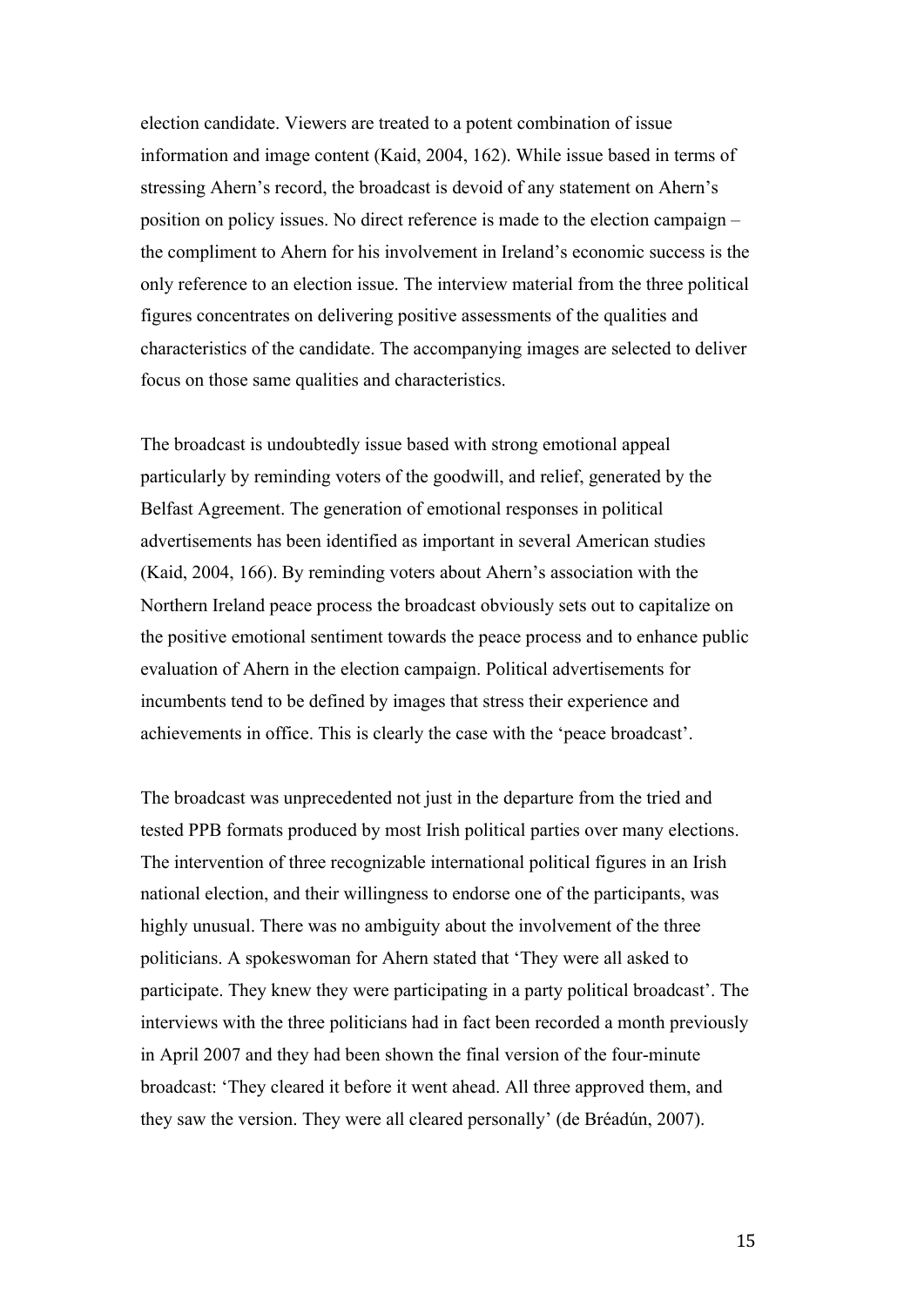election candidate. Viewers are treated to a potent combination of issue information and image content (Kaid, 2004, 162). While issue based in terms of stressing Ahern's record, the broadcast is devoid of any statement on Ahern's position on policy issues. No direct reference is made to the election campaign – the compliment to Ahern for his involvement in Ireland's economic success is the only reference to an election issue. The interview material from the three political figures concentrates on delivering positive assessments of the qualities and characteristics of the candidate. The accompanying images are selected to deliver focus on those same qualities and characteristics.

The broadcast is undoubtedly issue based with strong emotional appeal particularly by reminding voters of the goodwill, and relief, generated by the Belfast Agreement. The generation of emotional responses in political advertisements has been identified as important in several American studies (Kaid, 2004, 166). By reminding voters about Ahern's association with the Northern Ireland peace process the broadcast obviously sets out to capitalize on the positive emotional sentiment towards the peace process and to enhance public evaluation of Ahern in the election campaign. Political advertisements for incumbents tend to be defined by images that stress their experience and achievements in office. This is clearly the case with the 'peace broadcast'.

The broadcast was unprecedented not just in the departure from the tried and tested PPB formats produced by most Irish political parties over many elections. The intervention of three recognizable international political figures in an Irish national election, and their willingness to endorse one of the participants, was highly unusual. There was no ambiguity about the involvement of the three politicians. A spokeswoman for Ahern stated that 'They were all asked to participate. They knew they were participating in a party political broadcast'. The interviews with the three politicians had in fact been recorded a month previously in April 2007 and they had been shown the final version of the four-minute broadcast: 'They cleared it before it went ahead. All three approved them, and they saw the version. They were all cleared personally' (de Bréadún, 2007).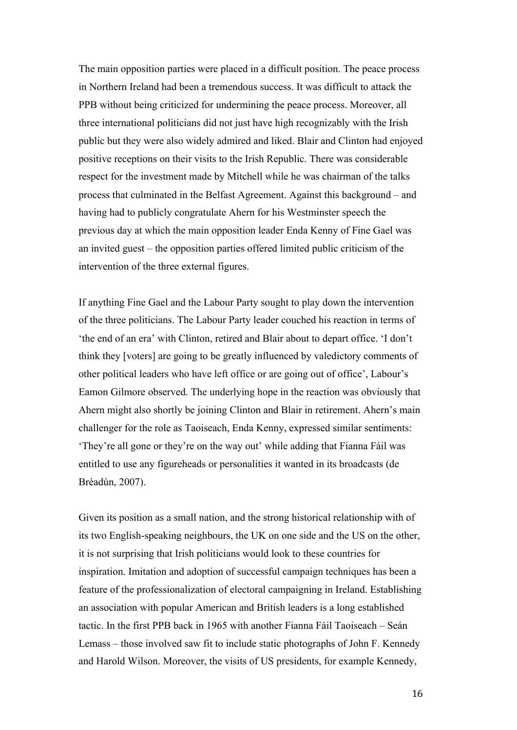The main opposition parties were placed in a difficult position. The peace process in Northern Ireland had been a tremendous success. It was difficult to attack the PPB without being criticized for undermining the peace process. Moreover, all three international politicians did not just have high recognizably with the Irish public but they were also widely admired and liked. Blair and Clinton had enjoyed positive receptions on their visits to the Irish Republic. There was considerable respect for the investment made by Mitchell while he was chairman of the talks process that culminated in the Belfast Agreement. Against this background – and having had to publicly congratulate Ahern for his Westminster speech the previous day at which the main opposition leader Enda Kenny of Fine Gael was an invited guest – the opposition parties offered limited public criticism of the intervention of the three external figures.

If anything Fine Gael and the Labour Party sought to play down the intervention of the three politicians. The Labour Party leader couched his reaction in terms of 'the end of an era' with Clinton, retired and Blair about to depart office. 'I don't think they [voters] are going to be greatly influenced by valedictory comments of other political leaders who have left office or are going out of office', Labour's Eamon Gilmore observed. The underlying hope in the reaction was obviously that Ahern might also shortly be joining Clinton and Blair in retirement. Ahern's main challenger for the role as Taoiseach, Enda Kenny, expressed similar sentiments: 'They're all gone or they're on the way out' while adding that Fianna Fáil was entitled to use any figureheads or personalities it wanted in its broadcasts (de Bréadún, 2007).

Given its position as a small nation, and the strong historical relationship with of its two English-speaking neighbours, the UK on one side and the US on the other, it is not surprising that Irish politicians would look to these countries for inspiration. Imitation and adoption of successful campaign techniques has been a feature of the professionalization of electoral campaigning in Ireland. Establishing an association with popular American and British leaders is a long established tactic. In the first PPB back in 1965 with another Fianna Fáil Taoiseach – Seán Lemass – those involved saw fit to include static photographs of John F. Kennedy and Harold Wilson. Moreover, the visits of US presidents, for example Kennedy,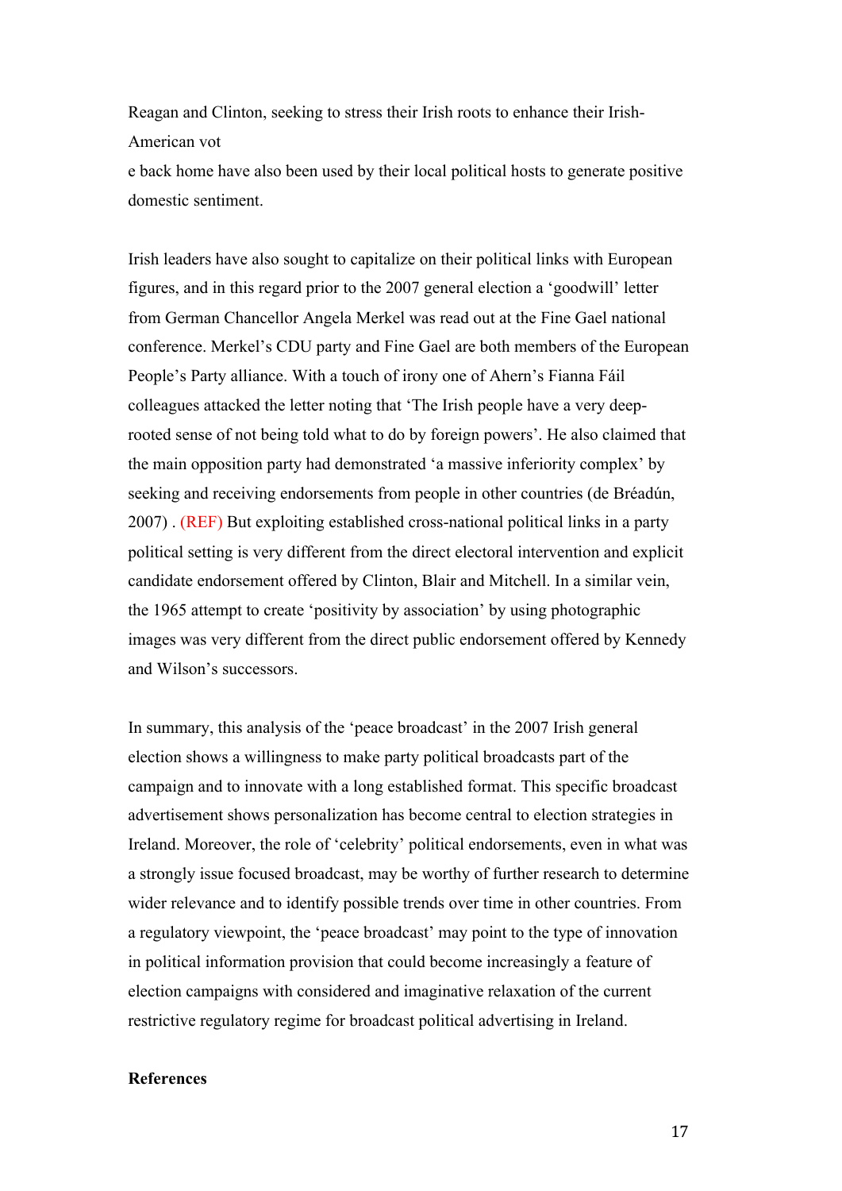Reagan and Clinton, seeking to stress their Irish roots to enhance their Irish-American vot

e back home have also been used by their local political hosts to generate positive domestic sentiment.

Irish leaders have also sought to capitalize on their political links with European figures, and in this regard prior to the 2007 general election a 'goodwill' letter from German Chancellor Angela Merkel was read out at the Fine Gael national conference. Merkel's CDU party and Fine Gael are both members of the European People's Party alliance. With a touch of irony one of Ahern's Fianna Fáil colleagues attacked the letter noting that 'The Irish people have a very deep-rooted sense of not being told what to do by foreign powers'. He also claimed that the main opposition party had demonstrated 'a massive inferiority complex' by seeking and receiving endorsements from people in other countries (de Bréadún, 2007) . (REF) But exploiting established cross-national political links in a party political setting is very different from the direct electoral intervention and explicit candidate endorsement offered by Clinton, Blair and Mitchell. In a similar vein, the 1965 attempt to create 'positivity by association' by using photographic images was very different from the direct public endorsement offered by Kennedy and Wilson's successors.

In summary, this analysis of the 'peace broadcast' in the 2007 Irish general election shows a willingness to make party political broadcasts part of the campaign and to innovate with a long established format. This specific broadcast advertisement shows personalization has become central to election strategies in Ireland. Moreover, the role of 'celebrity' political endorsements, even in what was a strongly issue focused broadcast, may be worthy of further research to determine wider relevance and to identify possible trends over time in other countries. From a regulatory viewpoint, the 'peace broadcast' may point to the type of innovation in political information provision that could become increasingly a feature of election campaigns with considered and imaginative relaxation of the current restrictive regulatory regime for broadcast political advertising in Ireland.

**References**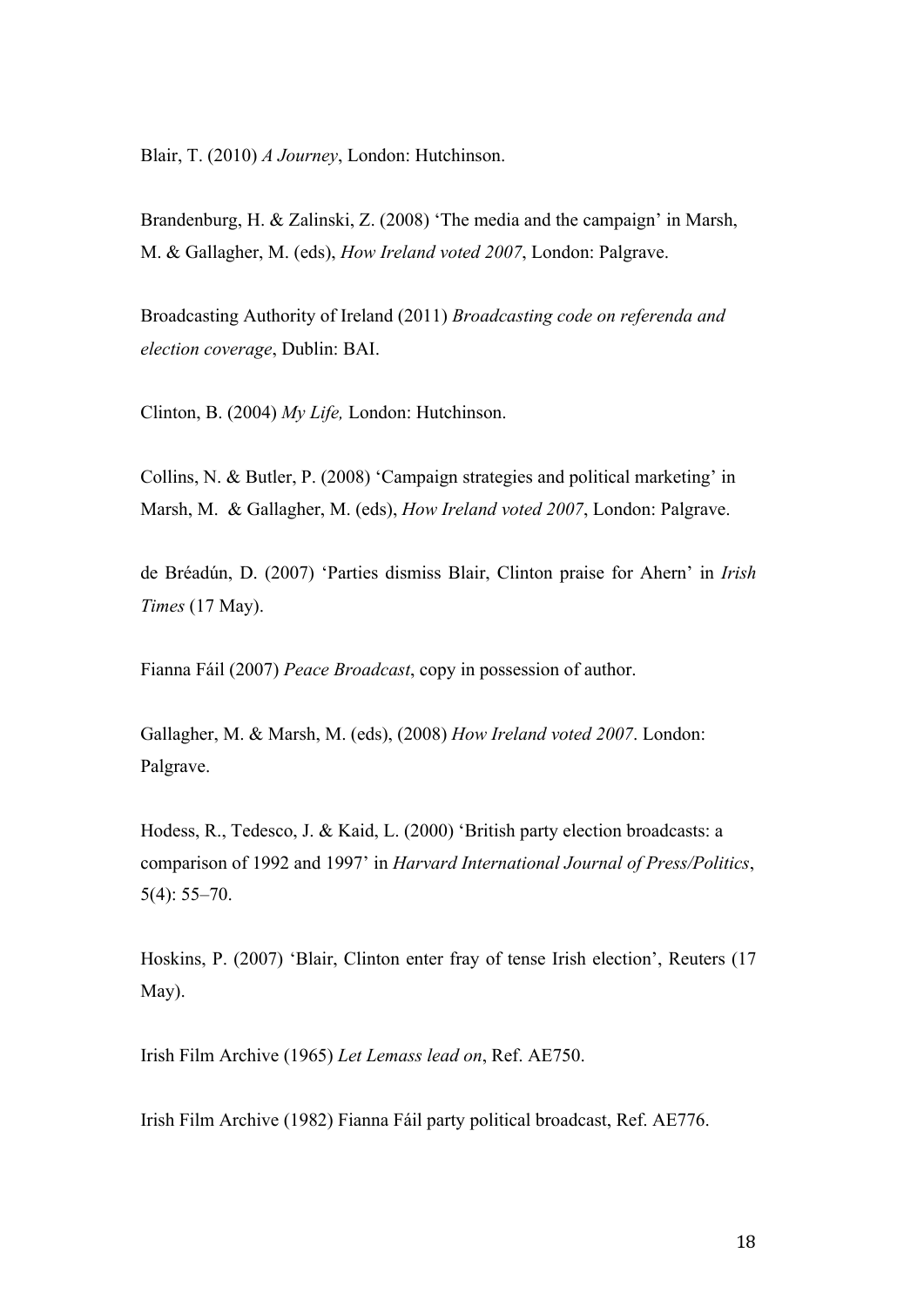Blair, T. (2010) *A Journey*, London: Hutchinson.

Brandenburg, H. & Zalinski, Z. (2008) 'The media and the campaign' in Marsh, M. & Gallagher, M. (eds), *How Ireland voted 2007*, London: Palgrave.

Broadcasting Authority of Ireland (2011) *Broadcasting code on referenda and election coverage*, Dublin: BAI.

Clinton, B. (2004) *My Life,* London: Hutchinson.

Collins, N. & Butler, P. (2008) 'Campaign strategies and political marketing' in Marsh, M. & Gallagher, M. (eds), *How Ireland voted 2007*, London: Palgrave.

de Bréadún, D. (2007) 'Parties dismiss Blair, Clinton praise for Ahern' in *Irish Times* (17 May).

Fianna Fáil (2007) *Peace Broadcast*, copy in possession of author.

Gallagher, M. & Marsh, M. (eds), (2008) *How Ireland voted 2007*. London: Palgrave.

Hodess, R., Tedesco, J. & Kaid, L. (2000) 'British party election broadcasts: a comparison of 1992 and 1997' in *Harvard International Journal of Press/Politics*, 5(4): 55–70.

Hoskins, P. (2007) 'Blair, Clinton enter fray of tense Irish election', Reuters (17 May).

Irish Film Archive (1965) *Let Lemass lead on*, Ref. AE750.

Irish Film Archive (1982) Fianna Fáil party political broadcast, Ref. AE776.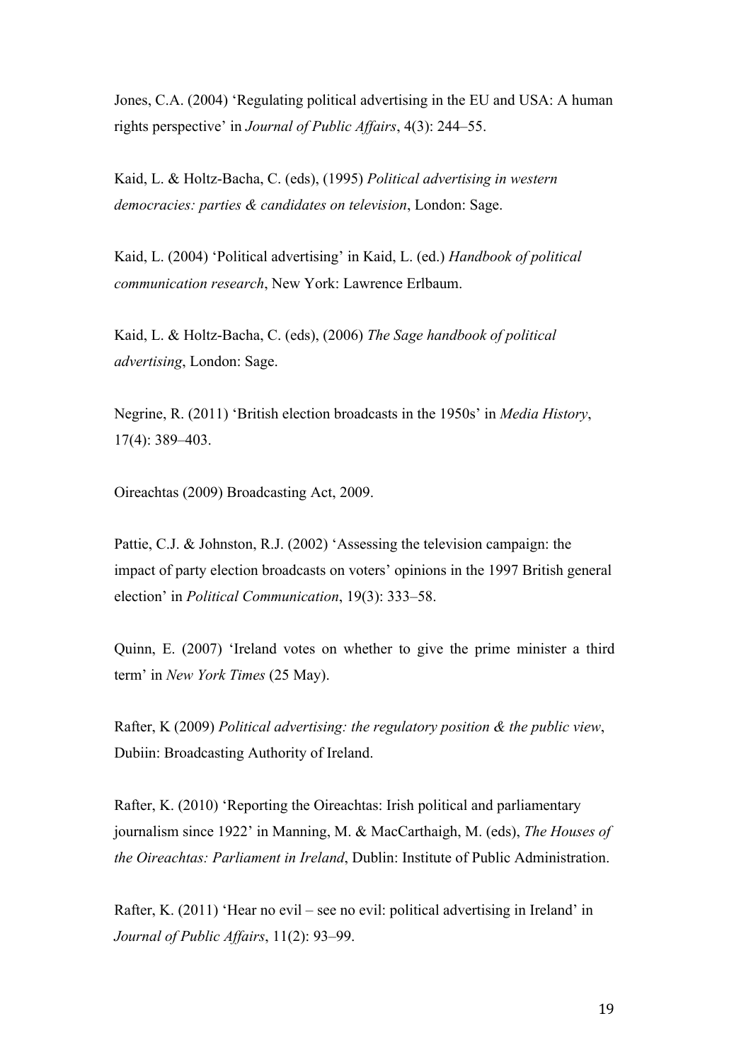Jones, C.A. (2004) ‘Regulating political advertising in the EU and USA: A human rights perspective’ in *Journal of Public Affairs*, 4(3): 244–55.

Kaid, L. & Holtz-Bacha, C. (eds), (1995) *Political advertising in western democracies: parties & candidates on television*, London: Sage.

Kaid, L. (2004) ‘Political advertising’ in Kaid, L. (ed.) *Handbook of political communication research*, New York: Lawrence Erlbaum.

Kaid, L. & Holtz-Bacha, C. (eds), (2006) *The Sage handbook of political advertising*, London: Sage.

Negrine, R. (2011) ‘British election broadcasts in the 1950s’ in *Media History*, 17(4): 389–403.

Oireachtas (2009) Broadcasting Act, 2009.

Pattie, C.J. & Johnston, R.J. (2002) ‘Assessing the television campaign: the impact of party election broadcasts on voters’ opinions in the 1997 British general election’ in *Political Communication*, 19(3): 333–58.

Quinn, E. (2007) ‘Ireland votes on whether to give the prime minister a third term’ in *New York Times* (25 May).

Rafter, K (2009) *Political advertising: the regulatory position & the public view*, Dubiin: Broadcasting Authority of Ireland.

Rafter, K. (2010) ‘Reporting the Oireachtas: Irish political and parliamentary journalism since 1922’ in Manning, M. & MacCarthaigh, M. (eds), *The Houses of the Oireachtas: Parliament in Ireland*, Dublin: Institute of Public Administration.

Rafter, K. (2011) ‘Hear no evil – see no evil: political advertising in Ireland’ in *Journal of Public Affairs*, 11(2): 93–99.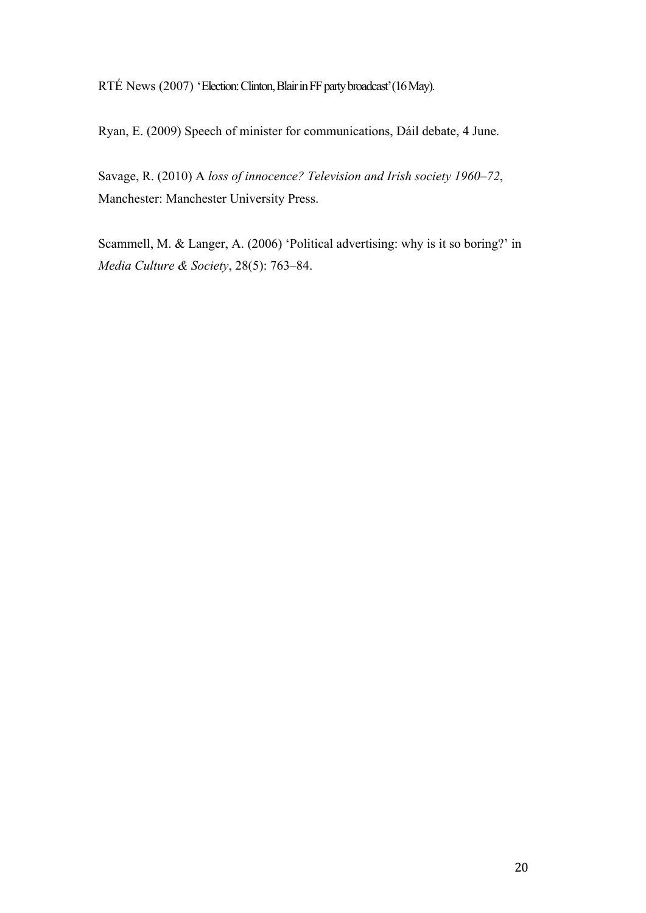RTÉ News (2007) 'Election: Clinton, Blair in FF party broadcast' (16 May).

Ryan, E. (2009) Speech of minister for communications, Dáil debate, 4 June.

Savage, R. (2010) A *loss of innocence? Television and Irish society 1960–72*, Manchester: Manchester University Press.

Scammell, M. & Langer, A. (2006) 'Political advertising: why is it so boring?' in *Media Culture & Society*, 28(5): 763–84.